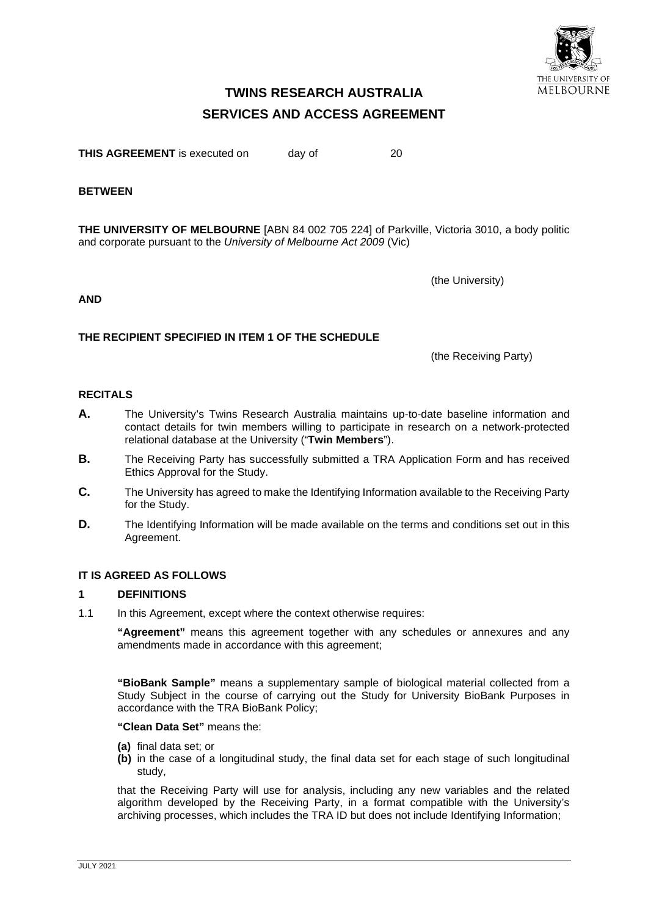# TWINS RESEARCH AUSTRALIA

# SERVICES AND ACCESS AGREEMENT

**THIS AGREEMENT** is executed on day of 20

**BETWEEN**

**THE UNIVERSITY OF MELBOURNE** [ABN 84 002 705 224] of Parkville, Victoria 3010, a body politic and corporate pursuant to the *University of Melbourne Act 2009* (Vic)

(the University)

**AND**

**THE RECIPIENT SPECIFIED IN ITEM 1 OF THE SCHEDULE**

(the Receiving Party)

**RECITALS**

**A.** The University's Twins Research Australia maintains up-to-date baseline information and contact details for twin members willing to participate in research on a network-protected relational database at the University ("**Twin Members**").

**B.** The Receiving Party has successfully submitted a TRA Application Form and has received Ethics Approval for the Study.

**C.** The University has agreed to make the Identifying Information available to the Receiving Party for the Study.

**D.** The Identifying Information will be made available on the terms and conditions set out in this Agreement.

**IT IS AGREED AS FOLLOWS**

**1 DEFINITIONS**

1.1 In this Agreement, except where the context otherwise requires:

**"Agreement"** means this agreement together with any schedules or annexures and any amendments made in accordance with this agreement;

**"BioBank Sample"** means a supplementary sample of biological material collected from a Study Subject in the course of carrying out the Study for University BioBank Purposes in accordance with the TRA BioBank Policy;

**"Clean Data Set"** means the:

**(a)** final data set; or

**(b)** in the case of a longitudinal study, the final data set for each stage of such longitudinal study,

that the Receiving Party will use for analysis, including any new variables and the related algorithm developed by the Receiving Party, in a format compatible with the University's archiving processes, which includes the TRA ID but does not include Identifying Information;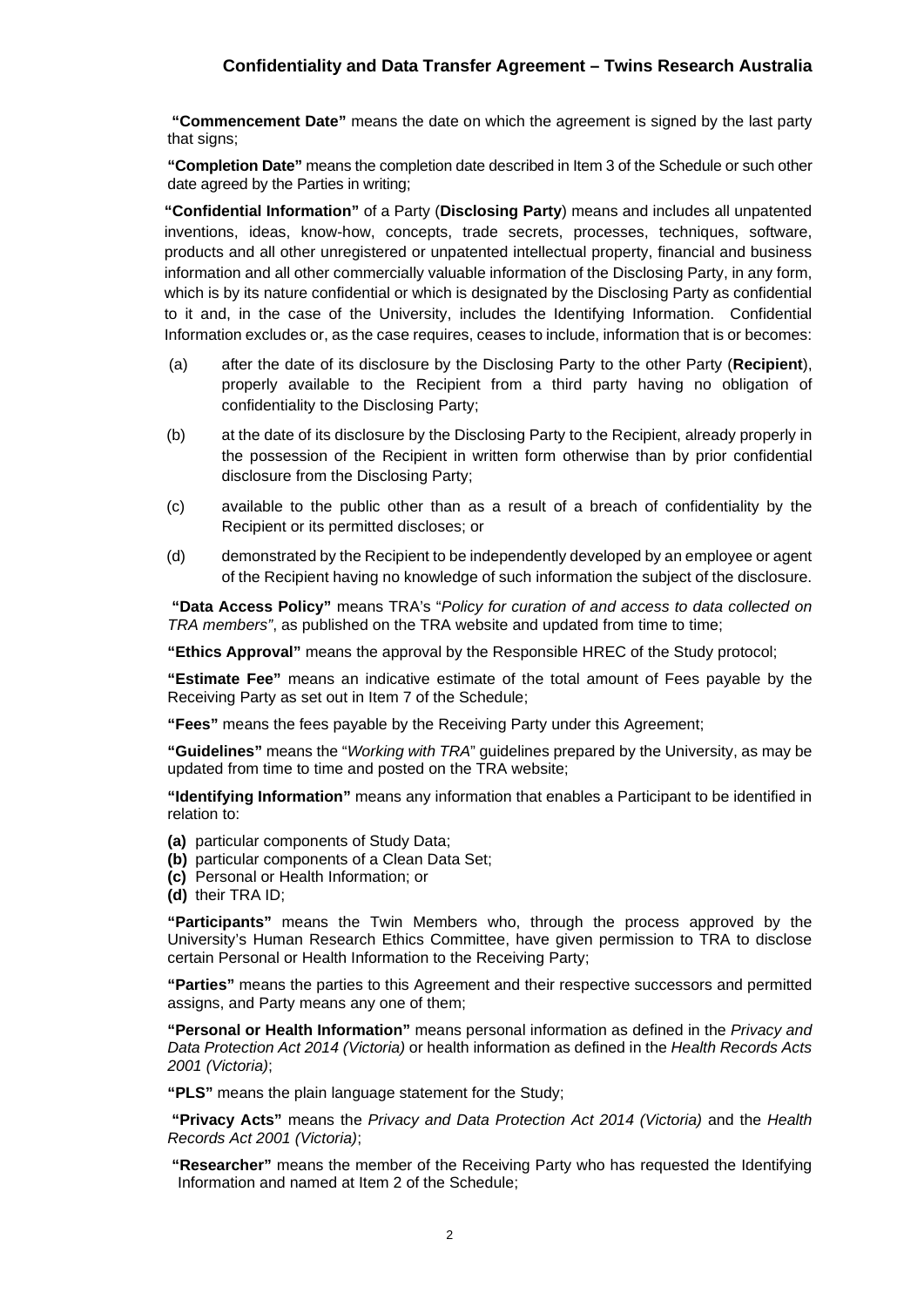**"Commencement Date"** means the date on which the agreement is signed by the last party that signs;

**"Completion Date"** means the completion date described in Item 3 of the Schedule or such other date agreed by the Parties in writing;

**"Confidential Information"** of a Party (**Disclosing Party**) means and includes all unpatented inventions, ideas, know-how, concepts, trade secrets, processes, techniques, software, products and all other unregistered or unpatented intellectual property, financial and business information and all other commercially valuable information of the Disclosing Party, in any form, which is by its nature confidential or which is designated by the Disclosing Party as confidential to it and, in the case of the University, includes the Identifying Information. Confidential Information excludes or, as the case requires, ceases to include, information that is or becomes:

(a) after the date of its disclosure by the Disclosing Party to the other Party (**Recipient**), properly available to the Recipient from a third party having no obligation of confidentiality to the Disclosing Party;

(b) at the date of its disclosure by the Disclosing Party to the Recipient, already properly in the possession of the Recipient in written form otherwise than by prior confidential disclosure from the Disclosing Party;

(c) available to the public other than as a result of a breach of confidentiality by the Recipient or its permitted discloses; or

(d) demonstrated by the Recipient to be independently developed by an employee or agent of the Recipient having no knowledge of such information the subject of the disclosure.

**"Data Access Policy"** means TRA's "*Policy for curation of and access to data collected on TRA members"*, as published on the TRA website and updated from time to time;

**"Ethics Approval"** means the approval by the Responsible HREC of the Study protocol;

**"Estimate Fee"** means an indicative estimate of the total amount of Fees payable by the Receiving Party as set out in Item 7 of the Schedule;

**"Fees"** means the fees payable by the Receiving Party under this Agreement;

**"Guidelines"** means the "*Working with TRA*" guidelines prepared by the University, as may be updated from time to time and posted on the TRA website;

**"Identifying Information"** means any information that enables a Participant to be identified in relation to:

**(a)** particular components of Study Data;
**(b)** particular components of a Clean Data Set;
**(c)** Personal or Health Information; or
**(d)** their TRA ID;

**"Participants"** means the Twin Members who, through the process approved by the University's Human Research Ethics Committee, have given permission to TRA to disclose certain Personal or Health Information to the Receiving Party;

**"Parties"** means the parties to this Agreement and their respective successors and permitted assigns, and Party means any one of them;

**"Personal or Health Information"** means personal information as defined in the *Privacy and Data Protection Act 2014 (Victoria)* or health information as defined in the *Health Records Acts 2001 (Victoria)*;

**"PLS"** means the plain language statement for the Study;

**"Privacy Acts"** means the *Privacy and Data Protection Act 2014 (Victoria)* and the *Health Records Act 2001 (Victoria)*;

**"Researcher"** means the member of the Receiving Party who has requested the Identifying Information and named at Item 2 of the Schedule;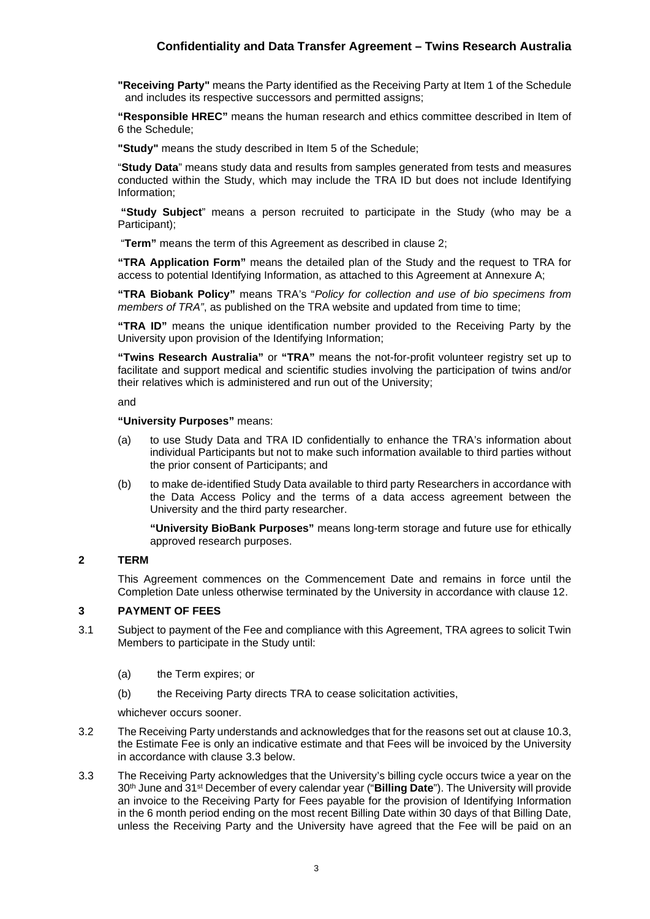**"Receiving Party"** means the Party identified as the Receiving Party at Item 1 of the Schedule and includes its respective successors and permitted assigns;

**"Responsible HREC"** means the human research and ethics committee described in Item of 6 the Schedule;

**"Study"** means the study described in Item 5 of the Schedule;

"**Study Data**" means study data and results from samples generated from tests and measures conducted within the Study, which may include the TRA ID but does not include Identifying Information;

**"Study Subject**" means a person recruited to participate in the Study (who may be a Participant);

"**Term"** means the term of this Agreement as described in clause 2;

**"TRA Application Form"** means the detailed plan of the Study and the request to TRA for access to potential Identifying Information, as attached to this Agreement at Annexure A;

**"TRA Biobank Policy"** means TRA's "*Policy for collection and use of bio specimens from members of TRA"*, as published on the TRA website and updated from time to time;

**"TRA ID"** means the unique identification number provided to the Receiving Party by the University upon provision of the Identifying Information;

**"Twins Research Australia"** or **"TRA"** means the not-for-profit volunteer registry set up to facilitate and support medical and scientific studies involving the participation of twins and/or their relatives which is administered and run out of the University;

and

**"University Purposes"** means:

(a) to use Study Data and TRA ID confidentially to enhance the TRA's information about individual Participants but not to make such information available to third parties without the prior consent of Participants; and

(b) to make de-identified Study Data available to third party Researchers in accordance with the Data Access Policy and the terms of a data access agreement between the University and the third party researcher.

**"University BioBank Purposes"** means long-term storage and future use for ethically approved research purposes.

## 2 TERM

This Agreement commences on the Commencement Date and remains in force until the Completion Date unless otherwise terminated by the University in accordance with clause 12.

## 3 PAYMENT OF FEES

3.1 Subject to payment of the Fee and compliance with this Agreement, TRA agrees to solicit Twin Members to participate in the Study until:

(a) the Term expires; or

(b) the Receiving Party directs TRA to cease solicitation activities,

whichever occurs sooner.

3.2 The Receiving Party understands and acknowledges that for the reasons set out at clause 10.3, the Estimate Fee is only an indicative estimate and that Fees will be invoiced by the University in accordance with clause 3.3 below.

3.3 The Receiving Party acknowledges that the University's billing cycle occurs twice a year on the 30th June and 31st December of every calendar year ("**Billing Date**"). The University will provide an invoice to the Receiving Party for Fees payable for the provision of Identifying Information in the 6 month period ending on the most recent Billing Date within 30 days of that Billing Date, unless the Receiving Party and the University have agreed that the Fee will be paid on an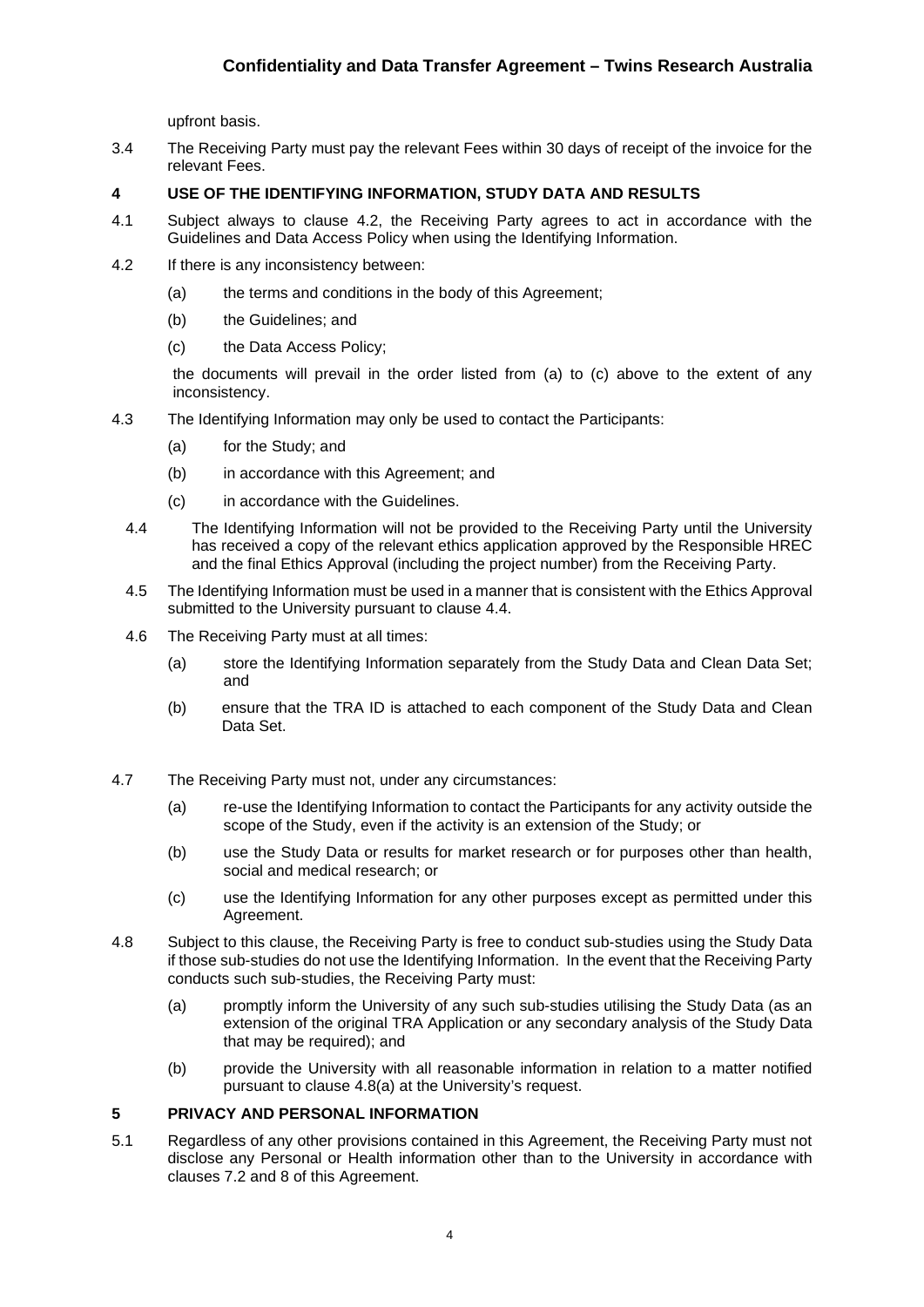upfront basis.

3.4 The Receiving Party must pay the relevant Fees within 30 days of receipt of the invoice for the relevant Fees.

## 4 USE OF THE IDENTIFYING INFORMATION, STUDY DATA AND RESULTS

4.1 Subject always to clause 4.2, the Receiving Party agrees to act in accordance with the Guidelines and Data Access Policy when using the Identifying Information.

4.2 If there is any inconsistency between:

(a) the terms and conditions in the body of this Agreement;

(b) the Guidelines; and

(c) the Data Access Policy;

the documents will prevail in the order listed from (a) to (c) above to the extent of any inconsistency.

4.3 The Identifying Information may only be used to contact the Participants:

(a) for the Study; and

(b) in accordance with this Agreement; and

(c) in accordance with the Guidelines.

4.4 The Identifying Information will not be provided to the Receiving Party until the University has received a copy of the relevant ethics application approved by the Responsible HREC and the final Ethics Approval (including the project number) from the Receiving Party.

4.5 The Identifying Information must be used in a manner that is consistent with the Ethics Approval submitted to the University pursuant to clause 4.4.

4.6 The Receiving Party must at all times:

(a) store the Identifying Information separately from the Study Data and Clean Data Set; and

(b) ensure that the TRA ID is attached to each component of the Study Data and Clean Data Set.

4.7 The Receiving Party must not, under any circumstances:

(a) re-use the Identifying Information to contact the Participants for any activity outside the scope of the Study, even if the activity is an extension of the Study; or

(b) use the Study Data or results for market research or for purposes other than health, social and medical research; or

(c) use the Identifying Information for any other purposes except as permitted under this Agreement.

4.8 Subject to this clause, the Receiving Party is free to conduct sub-studies using the Study Data if those sub-studies do not use the Identifying Information. In the event that the Receiving Party conducts such sub-studies, the Receiving Party must:

(a) promptly inform the University of any such sub-studies utilising the Study Data (as an extension of the original TRA Application or any secondary analysis of the Study Data that may be required); and

(b) provide the University with all reasonable information in relation to a matter notified pursuant to clause 4.8(a) at the University's request.

## 5 PRIVACY AND PERSONAL INFORMATION

5.1 Regardless of any other provisions contained in this Agreement, the Receiving Party must not disclose any Personal or Health information other than to the University in accordance with clauses 7.2 and 8 of this Agreement.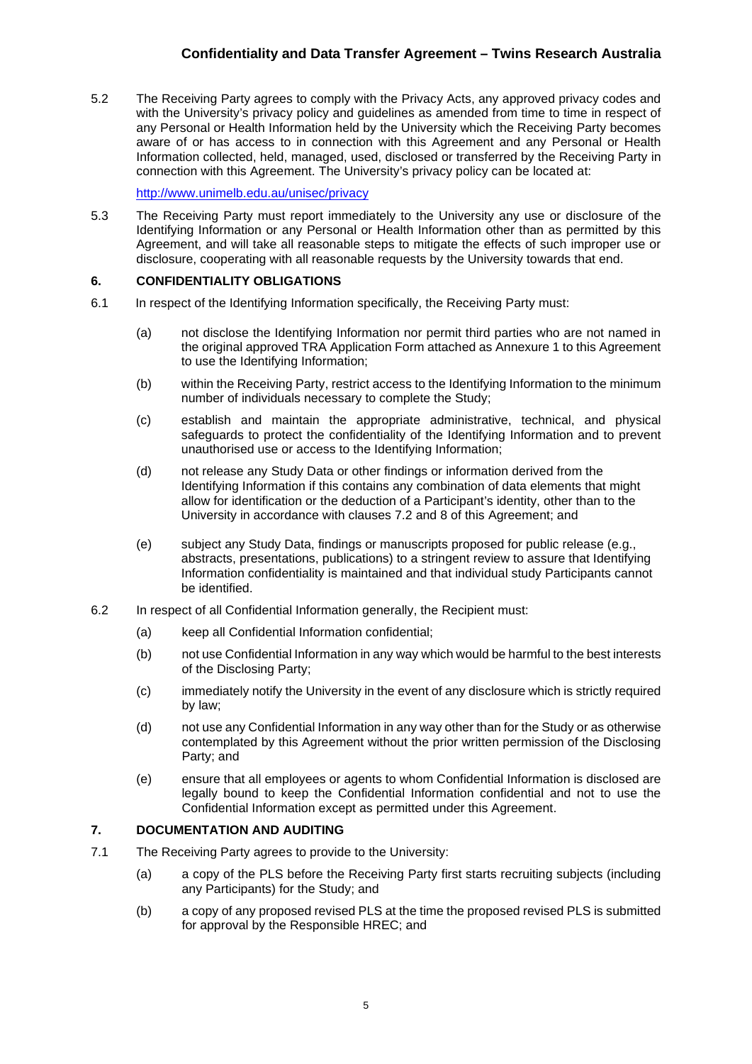5.2 The Receiving Party agrees to comply with the Privacy Acts, any approved privacy codes and with the University's privacy policy and guidelines as amended from time to time in respect of any Personal or Health Information held by the University which the Receiving Party becomes aware of or has access to in connection with this Agreement and any Personal or Health Information collected, held, managed, used, disclosed or transferred by the Receiving Party in connection with this Agreement. The University's privacy policy can be located at:

http://www.unimelb.edu.au/unisec/privacy

5.3 The Receiving Party must report immediately to the University any use or disclosure of the Identifying Information or any Personal or Health Information other than as permitted by this Agreement, and will take all reasonable steps to mitigate the effects of such improper use or disclosure, cooperating with all reasonable requests by the University towards that end.

## 6. CONFIDENTIALITY OBLIGATIONS

6.1 In respect of the Identifying Information specifically, the Receiving Party must:

(a) not disclose the Identifying Information nor permit third parties who are not named in the original approved TRA Application Form attached as Annexure 1 to this Agreement to use the Identifying Information;

(b) within the Receiving Party, restrict access to the Identifying Information to the minimum number of individuals necessary to complete the Study;

(c) establish and maintain the appropriate administrative, technical, and physical safeguards to protect the confidentiality of the Identifying Information and to prevent unauthorised use or access to the Identifying Information;

(d) not release any Study Data or other findings or information derived from the Identifying Information if this contains any combination of data elements that might allow for identification or the deduction of a Participant's identity, other than to the University in accordance with clauses 7.2 and 8 of this Agreement; and

(e) subject any Study Data, findings or manuscripts proposed for public release (e.g., abstracts, presentations, publications) to a stringent review to assure that Identifying Information confidentiality is maintained and that individual study Participants cannot be identified.

6.2 In respect of all Confidential Information generally, the Recipient must:

(a) keep all Confidential Information confidential;

(b) not use Confidential Information in any way which would be harmful to the best interests of the Disclosing Party;

(c) immediately notify the University in the event of any disclosure which is strictly required by law;

(d) not use any Confidential Information in any way other than for the Study or as otherwise contemplated by this Agreement without the prior written permission of the Disclosing Party; and

(e) ensure that all employees or agents to whom Confidential Information is disclosed are legally bound to keep the Confidential Information confidential and not to use the Confidential Information except as permitted under this Agreement.

## 7. DOCUMENTATION AND AUDITING

7.1 The Receiving Party agrees to provide to the University:

(a) a copy of the PLS before the Receiving Party first starts recruiting subjects (including any Participants) for the Study; and

(b) a copy of any proposed revised PLS at the time the proposed revised PLS is submitted for approval by the Responsible HREC; and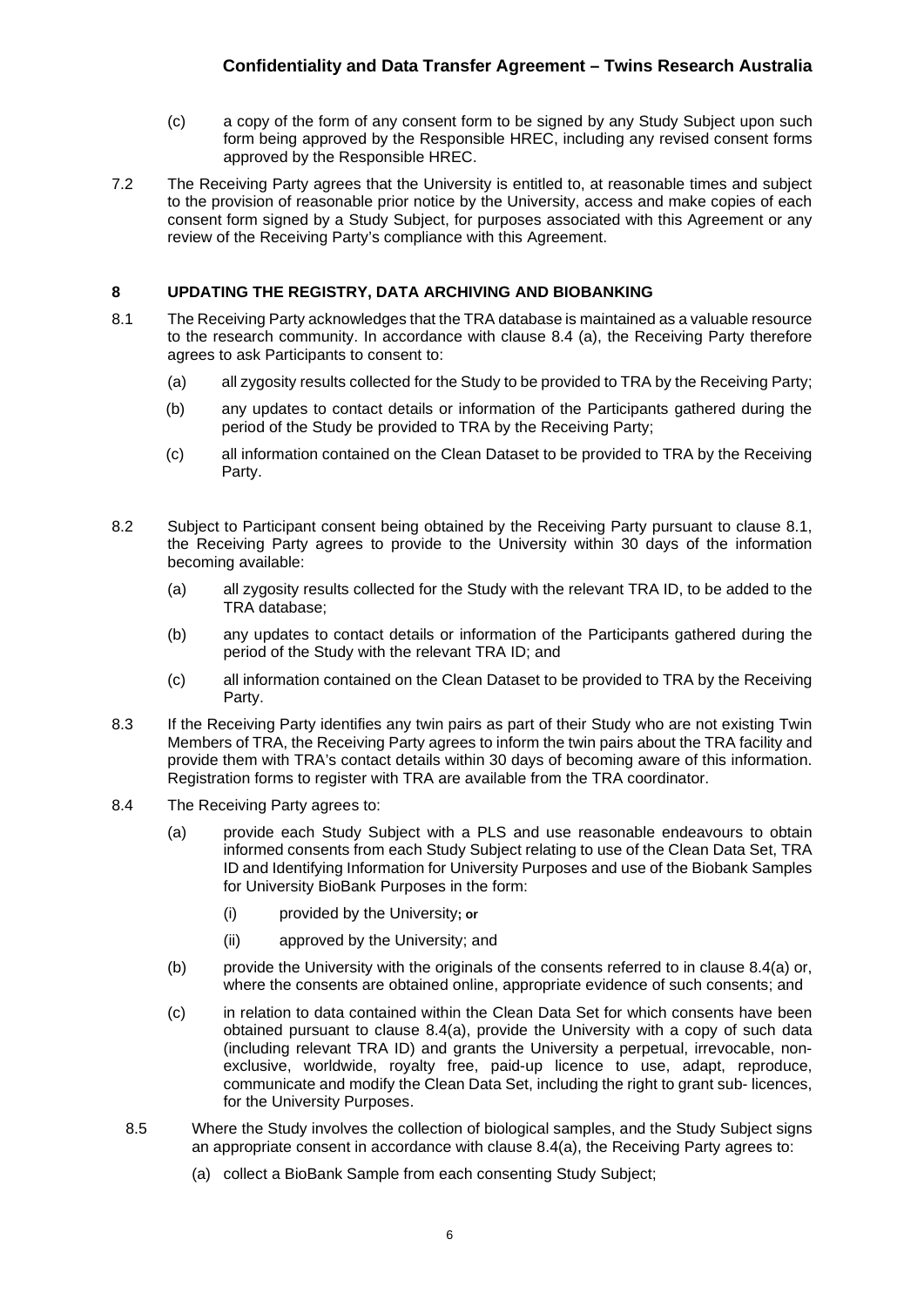(c) a copy of the form of any consent form to be signed by any Study Subject upon such form being approved by the Responsible HREC, including any revised consent forms approved by the Responsible HREC.

7.2 The Receiving Party agrees that the University is entitled to, at reasonable times and subject to the provision of reasonable prior notice by the University, access and make copies of each consent form signed by a Study Subject, for purposes associated with this Agreement or any review of the Receiving Party's compliance with this Agreement.

## 8 UPDATING THE REGISTRY, DATA ARCHIVING AND BIOBANKING

8.1 The Receiving Party acknowledges that the TRA database is maintained as a valuable resource to the research community. In accordance with clause 8.4 (a), the Receiving Party therefore agrees to ask Participants to consent to:

(a) all zygosity results collected for the Study to be provided to TRA by the Receiving Party;

(b) any updates to contact details or information of the Participants gathered during the period of the Study be provided to TRA by the Receiving Party;

(c) all information contained on the Clean Dataset to be provided to TRA by the Receiving Party.

8.2 Subject to Participant consent being obtained by the Receiving Party pursuant to clause 8.1, the Receiving Party agrees to provide to the University within 30 days of the information becoming available:

(a) all zygosity results collected for the Study with the relevant TRA ID, to be added to the TRA database;

(b) any updates to contact details or information of the Participants gathered during the period of the Study with the relevant TRA ID; and

(c) all information contained on the Clean Dataset to be provided to TRA by the Receiving Party.

8.3 If the Receiving Party identifies any twin pairs as part of their Study who are not existing Twin Members of TRA, the Receiving Party agrees to inform the twin pairs about the TRA facility and provide them with TRA's contact details within 30 days of becoming aware of this information. Registration forms to register with TRA are available from the TRA coordinator.

8.4 The Receiving Party agrees to:

(a) provide each Study Subject with a PLS and use reasonable endeavours to obtain informed consents from each Study Subject relating to use of the Clean Data Set, TRA ID and Identifying Information for University Purposes and use of the Biobank Samples for University BioBank Purposes in the form:

(i) provided by the University**; or**

(ii) approved by the University; and

(b) provide the University with the originals of the consents referred to in clause 8.4(a) or, where the consents are obtained online, appropriate evidence of such consents; and

(c) in relation to data contained within the Clean Data Set for which consents have been obtained pursuant to clause 8.4(a), provide the University with a copy of such data (including relevant TRA ID) and grants the University a perpetual, irrevocable, non-exclusive, worldwide, royalty free, paid-up licence to use, adapt, reproduce, communicate and modify the Clean Data Set, including the right to grant sub- licences, for the University Purposes.

8.5 Where the Study involves the collection of biological samples, and the Study Subject signs an appropriate consent in accordance with clause 8.4(a), the Receiving Party agrees to:

(a) collect a BioBank Sample from each consenting Study Subject;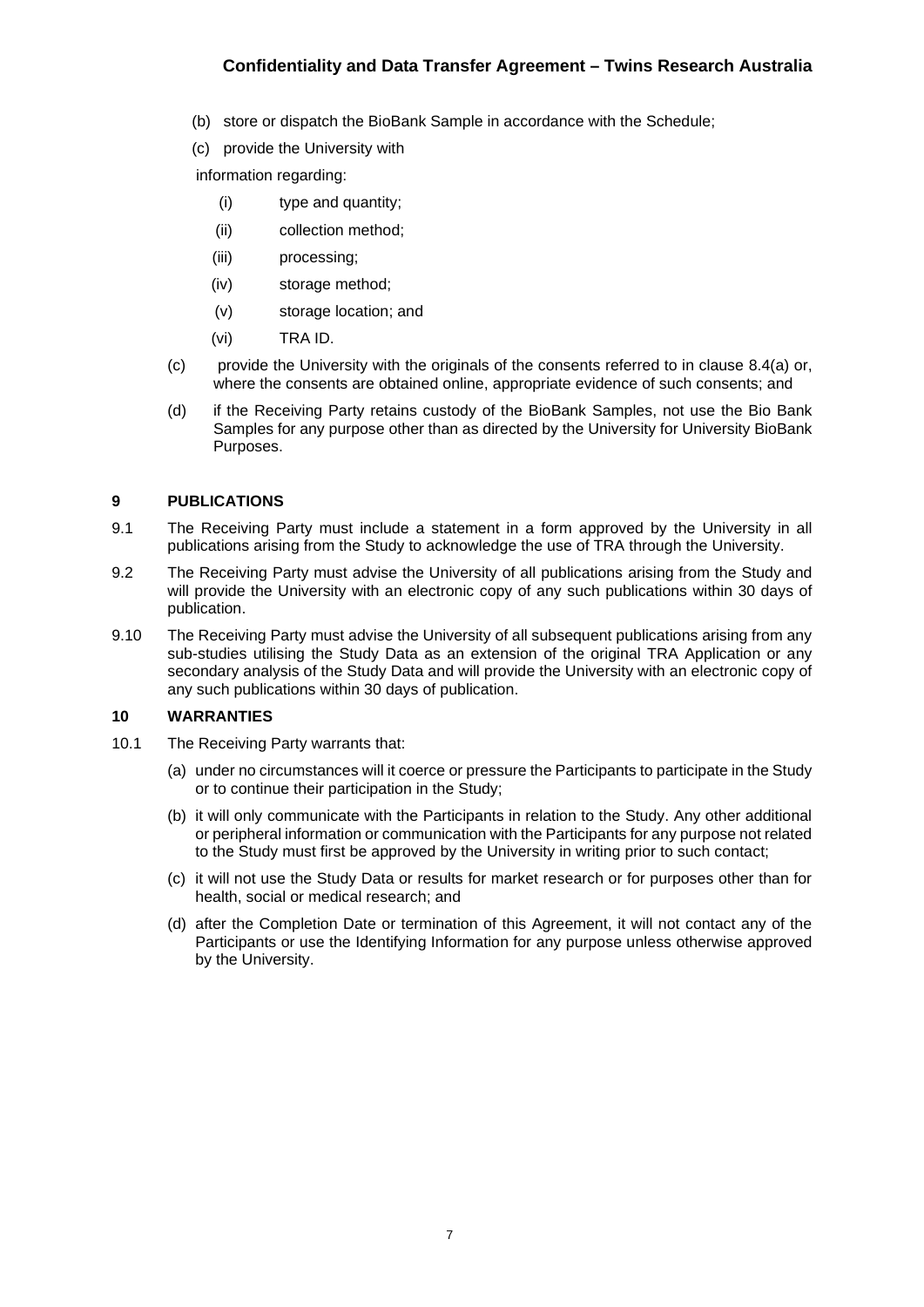(b) store or dispatch the BioBank Sample in accordance with the Schedule;

(c) provide the University with

information regarding:

(i) type and quantity;

(ii) collection method;

(iii) processing;

(iv) storage method;

(v) storage location; and

(vi) TRA ID.

(c) provide the University with the originals of the consents referred to in clause 8.4(a) or, where the consents are obtained online, appropriate evidence of such consents; and

(d) if the Receiving Party retains custody of the BioBank Samples, not use the Bio Bank Samples for any purpose other than as directed by the University for University BioBank Purposes.

## 9 PUBLICATIONS

9.1 The Receiving Party must include a statement in a form approved by the University in all publications arising from the Study to acknowledge the use of TRA through the University.

9.2 The Receiving Party must advise the University of all publications arising from the Study and will provide the University with an electronic copy of any such publications within 30 days of publication.

9.10 The Receiving Party must advise the University of all subsequent publications arising from any sub-studies utilising the Study Data as an extension of the original TRA Application or any secondary analysis of the Study Data and will provide the University with an electronic copy of any such publications within 30 days of publication.

## 10 WARRANTIES

10.1 The Receiving Party warrants that:

(a) under no circumstances will it coerce or pressure the Participants to participate in the Study or to continue their participation in the Study;

(b) it will only communicate with the Participants in relation to the Study. Any other additional or peripheral information or communication with the Participants for any purpose not related to the Study must first be approved by the University in writing prior to such contact;

(c) it will not use the Study Data or results for market research or for purposes other than for health, social or medical research; and

(d) after the Completion Date or termination of this Agreement, it will not contact any of the Participants or use the Identifying Information for any purpose unless otherwise approved by the University.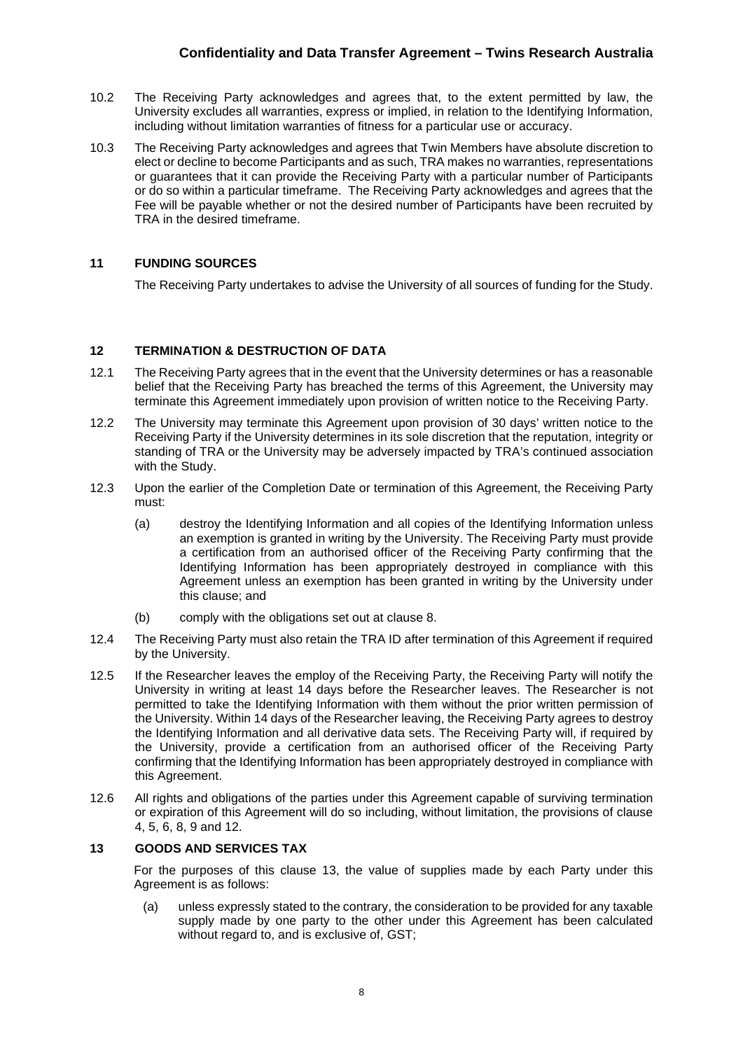10.2 The Receiving Party acknowledges and agrees that, to the extent permitted by law, the University excludes all warranties, express or implied, in relation to the Identifying Information, including without limitation warranties of fitness for a particular use or accuracy.

10.3 The Receiving Party acknowledges and agrees that Twin Members have absolute discretion to elect or decline to become Participants and as such, TRA makes no warranties, representations or guarantees that it can provide the Receiving Party with a particular number of Participants or do so within a particular timeframe. The Receiving Party acknowledges and agrees that the Fee will be payable whether or not the desired number of Participants have been recruited by TRA in the desired timeframe.

## 11 FUNDING SOURCES

The Receiving Party undertakes to advise the University of all sources of funding for the Study.

## 12 TERMINATION & DESTRUCTION OF DATA

12.1 The Receiving Party agrees that in the event that the University determines or has a reasonable belief that the Receiving Party has breached the terms of this Agreement, the University may terminate this Agreement immediately upon provision of written notice to the Receiving Party.

12.2 The University may terminate this Agreement upon provision of 30 days' written notice to the Receiving Party if the University determines in its sole discretion that the reputation, integrity or standing of TRA or the University may be adversely impacted by TRA's continued association with the Study.

12.3 Upon the earlier of the Completion Date or termination of this Agreement, the Receiving Party must:

(a) destroy the Identifying Information and all copies of the Identifying Information unless an exemption is granted in writing by the University. The Receiving Party must provide a certification from an authorised officer of the Receiving Party confirming that the Identifying Information has been appropriately destroyed in compliance with this Agreement unless an exemption has been granted in writing by the University under this clause; and

(b) comply with the obligations set out at clause 8.

12.4 The Receiving Party must also retain the TRA ID after termination of this Agreement if required by the University.

12.5 If the Researcher leaves the employ of the Receiving Party, the Receiving Party will notify the University in writing at least 14 days before the Researcher leaves. The Researcher is not permitted to take the Identifying Information with them without the prior written permission of the University. Within 14 days of the Researcher leaving, the Receiving Party agrees to destroy the Identifying Information and all derivative data sets. The Receiving Party will, if required by the University, provide a certification from an authorised officer of the Receiving Party confirming that the Identifying Information has been appropriately destroyed in compliance with this Agreement.

12.6 All rights and obligations of the parties under this Agreement capable of surviving termination or expiration of this Agreement will do so including, without limitation, the provisions of clause 4, 5, 6, 8, 9 and 12.

## 13 GOODS AND SERVICES TAX

For the purposes of this clause 13, the value of supplies made by each Party under this Agreement is as follows:

(a) unless expressly stated to the contrary, the consideration to be provided for any taxable supply made by one party to the other under this Agreement has been calculated without regard to, and is exclusive of, GST;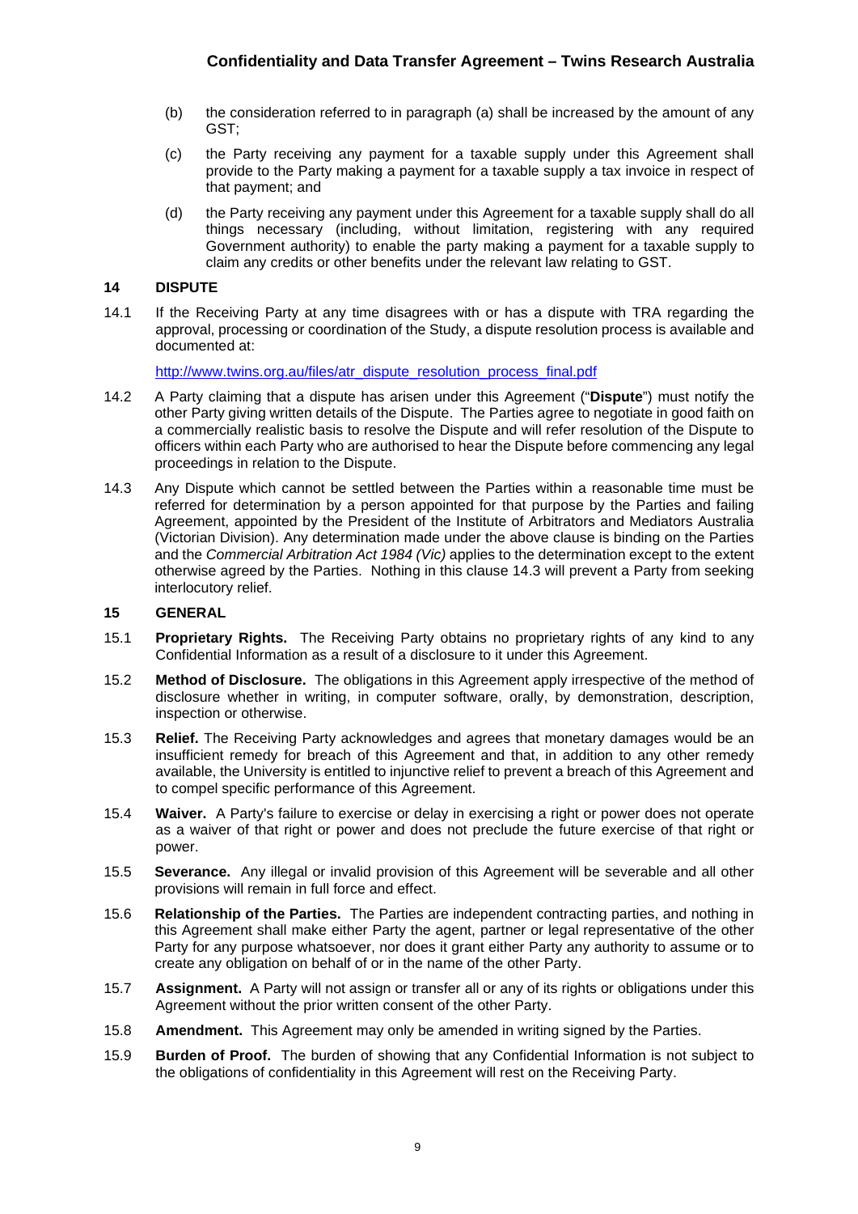(b) the consideration referred to in paragraph (a) shall be increased by the amount of any GST;

(c) the Party receiving any payment for a taxable supply under this Agreement shall provide to the Party making a payment for a taxable supply a tax invoice in respect of that payment; and

(d) the Party receiving any payment under this Agreement for a taxable supply shall do all things necessary (including, without limitation, registering with any required Government authority) to enable the party making a payment for a taxable supply to claim any credits or other benefits under the relevant law relating to GST.

## 14 DISPUTE

14.1 If the Receiving Party at any time disagrees with or has a dispute with TRA regarding the approval, processing or coordination of the Study, a dispute resolution process is available and documented at:

http://www.twins.org.au/files/atr_dispute_resolution_process_final.pdf

14.2 A Party claiming that a dispute has arisen under this Agreement ("**Dispute**") must notify the other Party giving written details of the Dispute. The Parties agree to negotiate in good faith on a commercially realistic basis to resolve the Dispute and will refer resolution of the Dispute to officers within each Party who are authorised to hear the Dispute before commencing any legal proceedings in relation to the Dispute.

14.3 Any Dispute which cannot be settled between the Parties within a reasonable time must be referred for determination by a person appointed for that purpose by the Parties and failing Agreement, appointed by the President of the Institute of Arbitrators and Mediators Australia (Victorian Division). Any determination made under the above clause is binding on the Parties and the *Commercial Arbitration Act 1984 (Vic)* applies to the determination except to the extent otherwise agreed by the Parties. Nothing in this clause 14.3 will prevent a Party from seeking interlocutory relief.

## 15 GENERAL

15.1 **Proprietary Rights.** The Receiving Party obtains no proprietary rights of any kind to any Confidential Information as a result of a disclosure to it under this Agreement.

15.2 **Method of Disclosure.** The obligations in this Agreement apply irrespective of the method of disclosure whether in writing, in computer software, orally, by demonstration, description, inspection or otherwise.

15.3 **Relief.** The Receiving Party acknowledges and agrees that monetary damages would be an insufficient remedy for breach of this Agreement and that, in addition to any other remedy available, the University is entitled to injunctive relief to prevent a breach of this Agreement and to compel specific performance of this Agreement.

15.4 **Waiver.** A Party's failure to exercise or delay in exercising a right or power does not operate as a waiver of that right or power and does not preclude the future exercise of that right or power.

15.5 **Severance.** Any illegal or invalid provision of this Agreement will be severable and all other provisions will remain in full force and effect.

15.6 **Relationship of the Parties.** The Parties are independent contracting parties, and nothing in this Agreement shall make either Party the agent, partner or legal representative of the other Party for any purpose whatsoever, nor does it grant either Party any authority to assume or to create any obligation on behalf of or in the name of the other Party.

15.7 **Assignment.** A Party will not assign or transfer all or any of its rights or obligations under this Agreement without the prior written consent of the other Party.

15.8 **Amendment.** This Agreement may only be amended in writing signed by the Parties.

15.9 **Burden of Proof.** The burden of showing that any Confidential Information is not subject to the obligations of confidentiality in this Agreement will rest on the Receiving Party.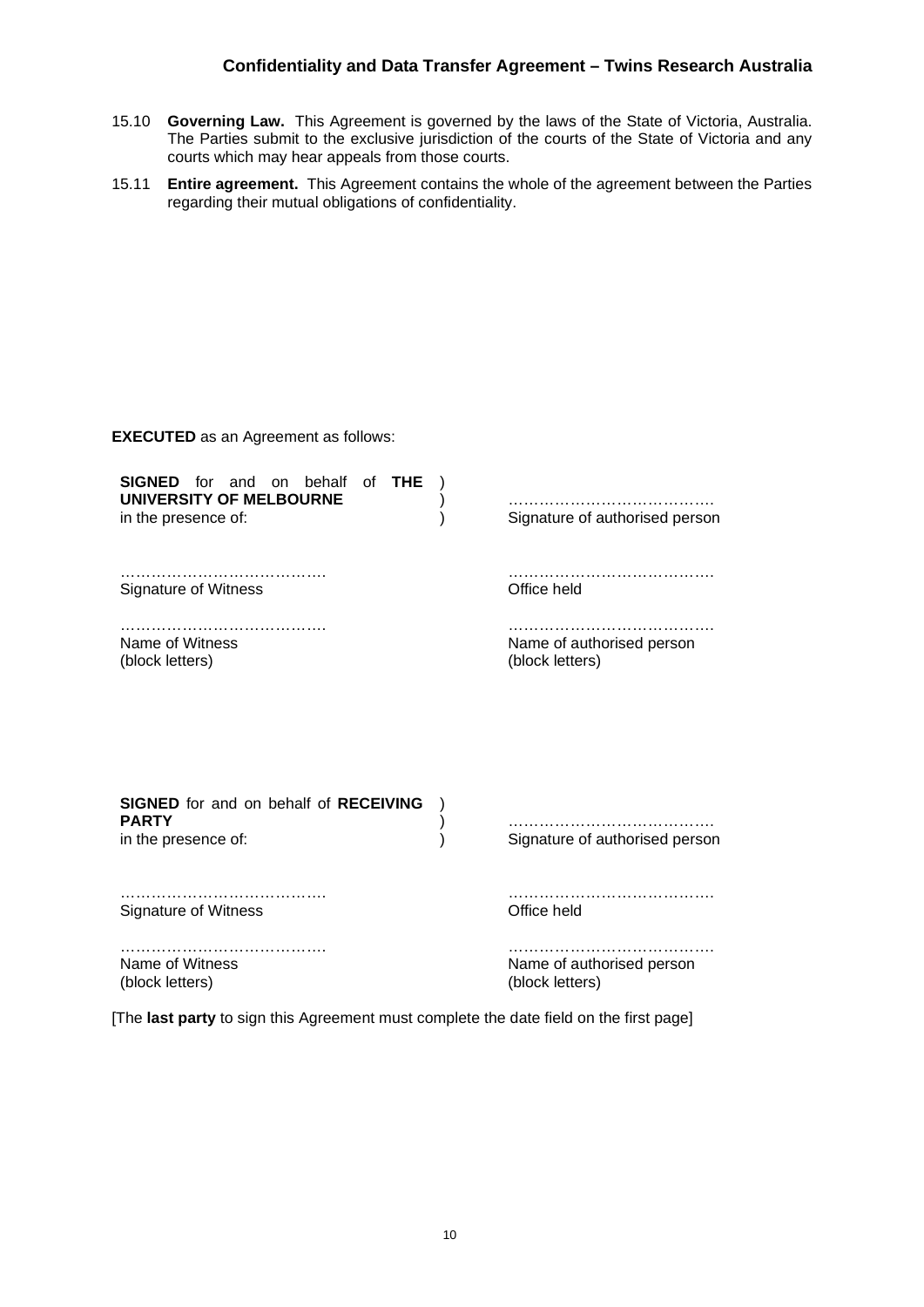15.10 **Governing Law.** This Agreement is governed by the laws of the State of Victoria, Australia. The Parties submit to the exclusive jurisdiction of the courts of the State of Victoria and any courts which may hear appeals from those courts.

15.11 **Entire agreement.** This Agreement contains the whole of the agreement between the Parties regarding their mutual obligations of confidentiality.

**EXECUTED** as an Agreement as follows:

**SIGNED** for and on behalf of **THE UNIVERSITY OF MELBOURNE** in the presence of: )
)
)

………………………………….
Signature of authorised person

………………………………….
Signature of Witness

………………………………….
Office held

………………………………….
Name of Witness
(block letters)

………………………………….
Name of authorised person
(block letters)

**SIGNED** for and on behalf of **RECEIVING PARTY** in the presence of: )
)
)

………………………………….
Signature of authorised person

………………………………….
Signature of Witness

………………………………….
Office held

………………………………….
Name of Witness
(block letters)

………………………………….
Name of authorised person
(block letters)

[The **last party** to sign this Agreement must complete the date field on the first page]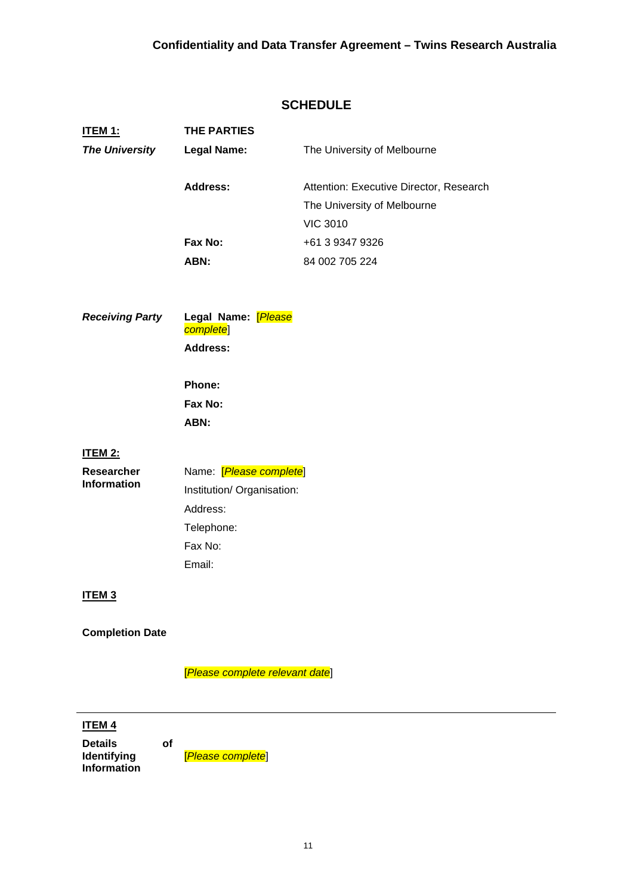## SCHEDULE

**ITEM 1:** **THE PARTIES**

| | | |
|---|---|---|
| ***The University*** | **Legal Name:** | The University of Melbourne |
| | **Address:** | Attention: Executive Director, Research<br>The University of Melbourne<br>VIC 3010 |
| | **Fax No:** | +61 3 9347 9326 |
| | **ABN:** | 84 002 705 224 |

| | | |
|---|---|---|
| ***Receiving Party*** | **Legal Name:** [*Please complete*] | |
| | **Address:** | |
| | **Phone:** | |
| | **Fax No:** | |
| | **ABN:** | |

**ITEM 2:**

**Researcher Information**

Name: [*Please complete*]

Institution/ Organisation:

Address:

Telephone:

Fax No:

Email:

**ITEM 3**

**Completion Date**

[*Please complete relevant date*]

---

**ITEM 4**

**Details of Identifying Information**

[*Please complete*]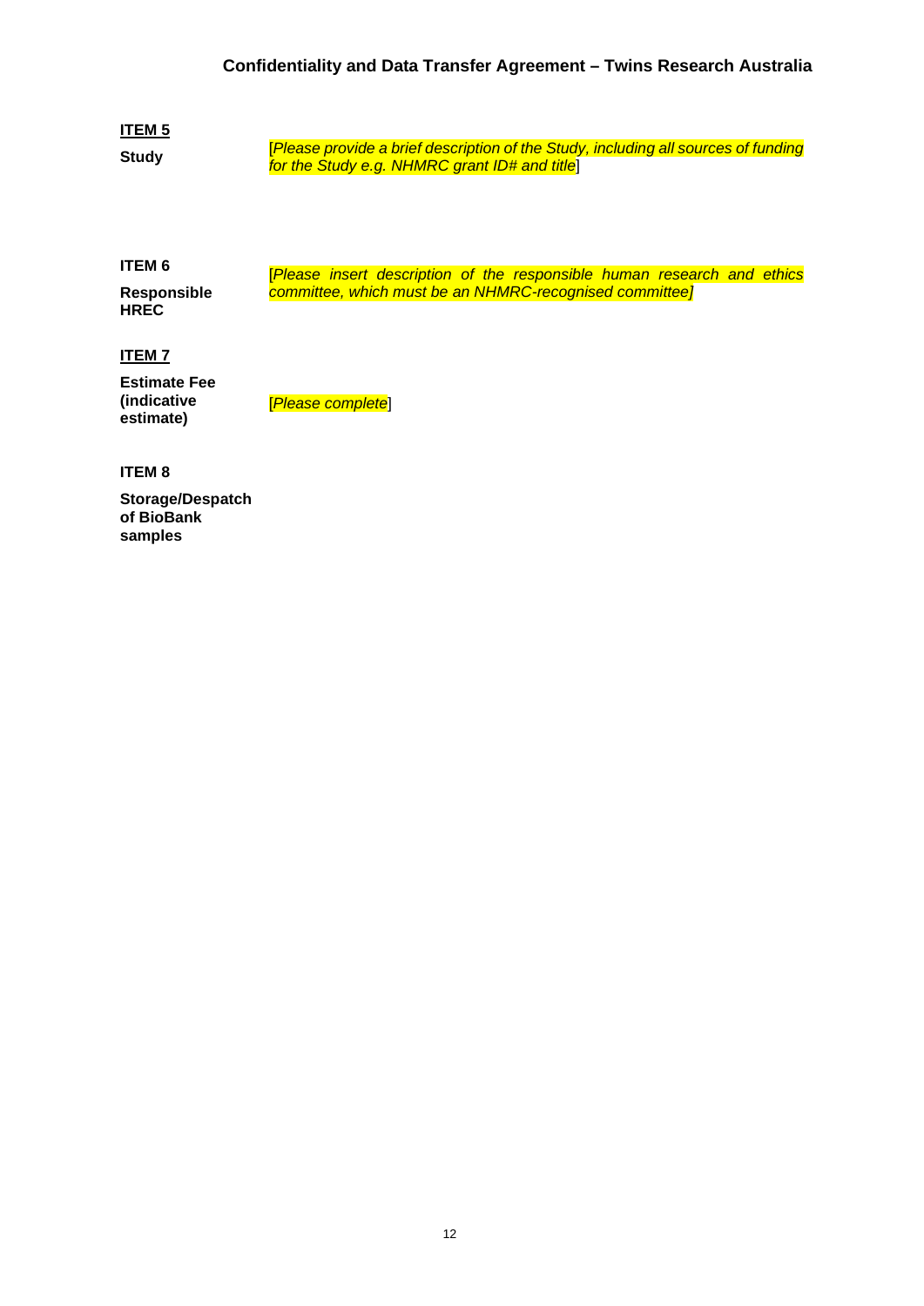**ITEM 5**

**Study**

[*Please provide a brief description of the Study, including all sources of funding for the Study e.g. NHMRC grant ID# and title*]

**ITEM 6**

**Responsible HREC**

[*Please insert description of the responsible human research and ethics committee, which must be an NHMRC-recognised committee]*

**ITEM 7**

**Estimate Fee (indicative estimate)**

[*Please complete*]

**ITEM 8**

**Storage/Despatch of BioBank samples**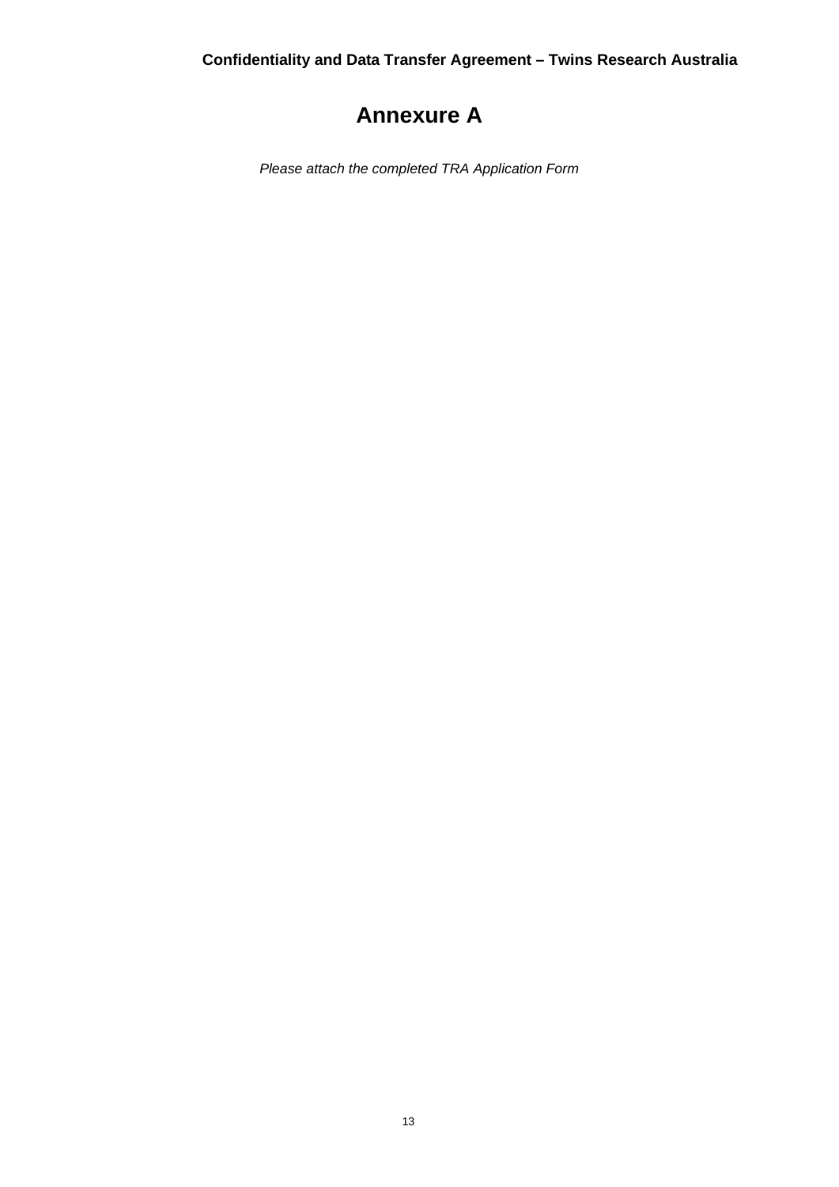# Annexure A

*Please attach the completed TRA Application Form*